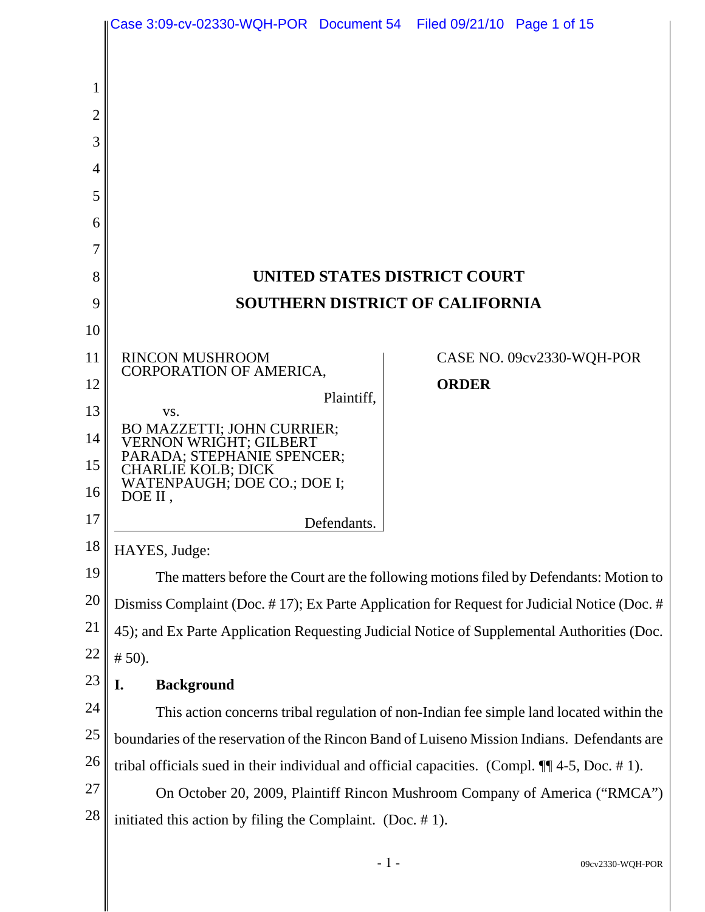# UNITED STATES DISTRICT COURT
# SOUTHERN DISTRICT OF CALIFORNIA

| | |
|---|---|
| RINCON MUSHROOM CORPORATION OF AMERICA, Plaintiff, vs. BO MAZZETTI; JOHN CURRIER; VERNON WRIGHT; GILBERT PARADA; STEPHANIE SPENCER; CHARLIE KOLB; DICK WATENPAUGH; DOE CO.; DOE I; DOE II , Defendants. | CASE NO. 09cv2330-WQH-POR **ORDER** |

HAYES, Judge:

The matters before the Court are the following motions filed by Defendants: Motion to Dismiss Complaint (Doc. # 17); Ex Parte Application for Request for Judicial Notice (Doc. # 45); and Ex Parte Application Requesting Judicial Notice of Supplemental Authorities (Doc. # 50).

## I. Background

This action concerns tribal regulation of non-Indian fee simple land located within the boundaries of the reservation of the Rincon Band of Luiseno Mission Indians. Defendants are tribal officials sued in their individual and official capacities. (Compl. ¶¶ 4-5, Doc. # 1).

On October 20, 2009, Plaintiff Rincon Mushroom Company of America ("RMCA") initiated this action by filing the Complaint. (Doc. # 1).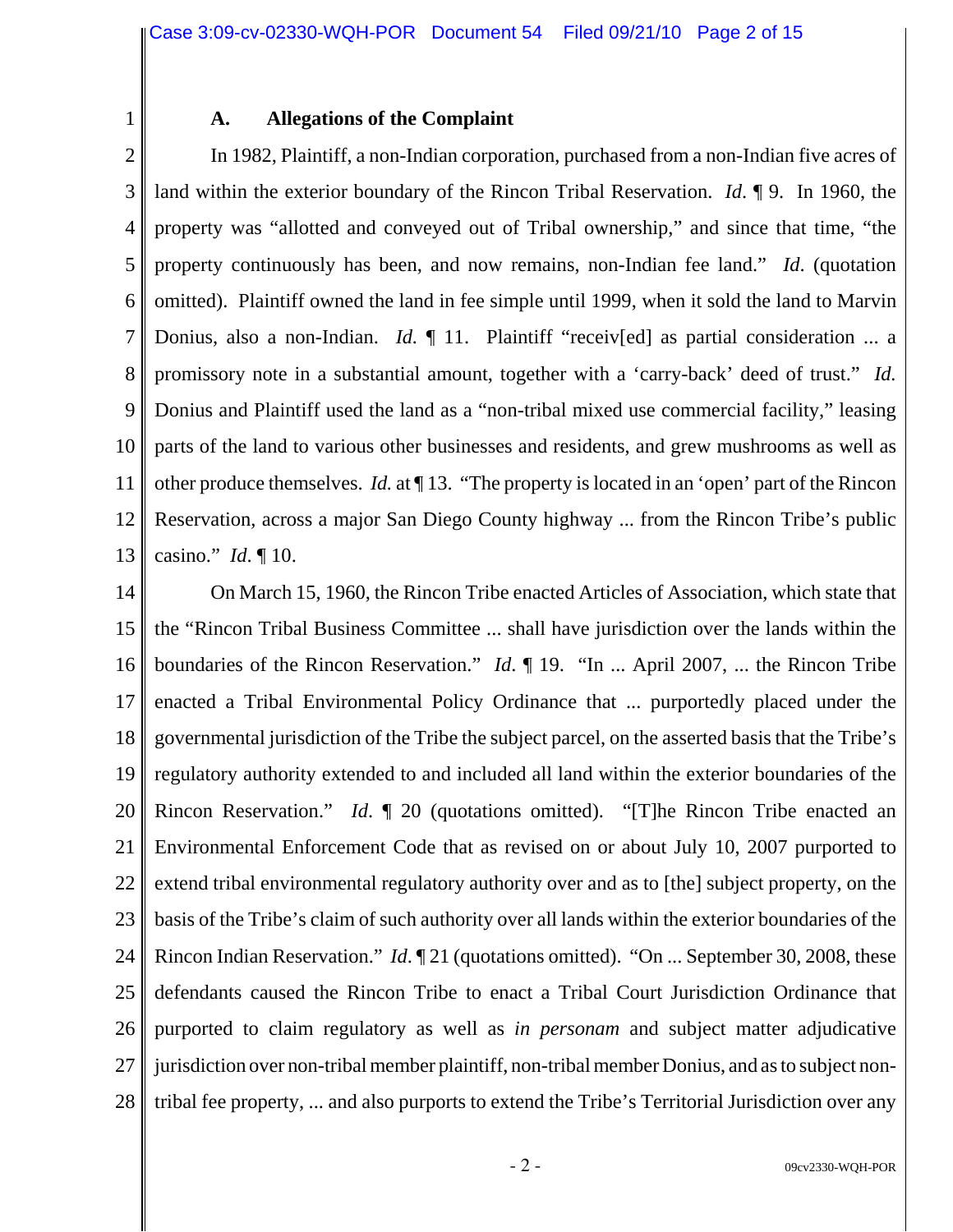### A. Allegations of the Complaint

In 1982, Plaintiff, a non-Indian corporation, purchased from a non-Indian five acres of land within the exterior boundary of the Rincon Tribal Reservation. *Id*. ¶ 9. In 1960, the property was "allotted and conveyed out of Tribal ownership," and since that time, "the property continuously has been, and now remains, non-Indian fee land." *Id*. (quotation omitted). Plaintiff owned the land in fee simple until 1999, when it sold the land to Marvin Donius, also a non-Indian. *Id.* ¶ 11. Plaintiff "receiv[ed] as partial consideration ... a promissory note in a substantial amount, together with a 'carry-back' deed of trust." *Id.* Donius and Plaintiff used the land as a "non-tribal mixed use commercial facility," leasing parts of the land to various other businesses and residents, and grew mushrooms as well as other produce themselves. *Id.* at ¶ 13. "The property is located in an 'open' part of the Rincon Reservation, across a major San Diego County highway ... from the Rincon Tribe's public casino." *Id*. ¶ 10.

On March 15, 1960, the Rincon Tribe enacted Articles of Association, which state that the "Rincon Tribal Business Committee ... shall have jurisdiction over the lands within the boundaries of the Rincon Reservation." *Id*. ¶ 19. "In ... April 2007, ... the Rincon Tribe enacted a Tribal Environmental Policy Ordinance that ... purportedly placed under the governmental jurisdiction of the Tribe the subject parcel, on the asserted basis that the Tribe's regulatory authority extended to and included all land within the exterior boundaries of the Rincon Reservation." *Id*. ¶ 20 (quotations omitted). "[T]he Rincon Tribe enacted an Environmental Enforcement Code that as revised on or about July 10, 2007 purported to extend tribal environmental regulatory authority over and as to [the] subject property, on the basis of the Tribe's claim of such authority over all lands within the exterior boundaries of the Rincon Indian Reservation." *Id*. ¶ 21 (quotations omitted). "On ... September 30, 2008, these defendants caused the Rincon Tribe to enact a Tribal Court Jurisdiction Ordinance that purported to claim regulatory as well as *in personam* and subject matter adjudicative jurisdiction over non-tribal member plaintiff, non-tribal member Donius, and as to subject non-tribal fee property, ... and also purports to extend the Tribe's Territorial Jurisdiction over any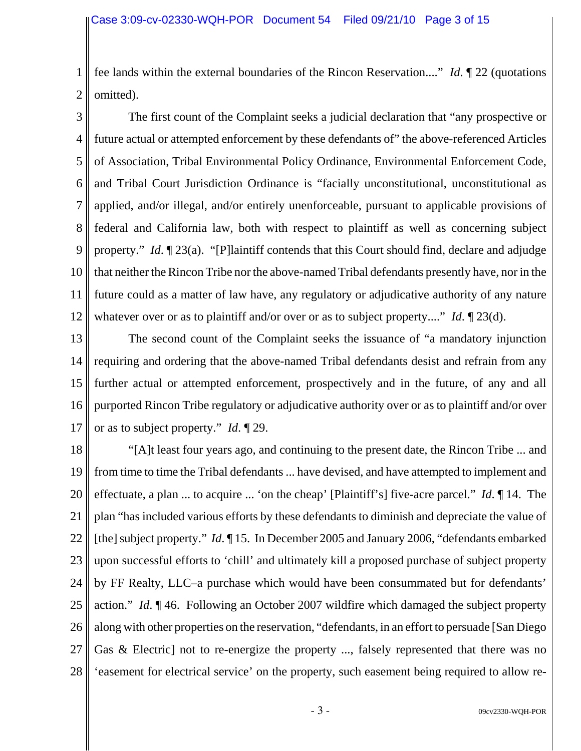fee lands within the external boundaries of the Rincon Reservation...." *Id*. ¶ 22 (quotations omitted).

The first count of the Complaint seeks a judicial declaration that "any prospective or future actual or attempted enforcement by these defendants of" the above-referenced Articles of Association, Tribal Environmental Policy Ordinance, Environmental Enforcement Code, and Tribal Court Jurisdiction Ordinance is "facially unconstitutional, unconstitutional as applied, and/or illegal, and/or entirely unenforceable, pursuant to applicable provisions of federal and California law, both with respect to plaintiff as well as concerning subject property." *Id*. ¶ 23(a). "[P]laintiff contends that this Court should find, declare and adjudge that neither the Rincon Tribe nor the above-named Tribal defendants presently have, nor in the future could as a matter of law have, any regulatory or adjudicative authority of any nature whatever over or as to plaintiff and/or over or as to subject property...." *Id*. ¶ 23(d).

The second count of the Complaint seeks the issuance of "a mandatory injunction requiring and ordering that the above-named Tribal defendants desist and refrain from any further actual or attempted enforcement, prospectively and in the future, of any and all purported Rincon Tribe regulatory or adjudicative authority over or as to plaintiff and/or over or as to subject property." *Id*. ¶ 29.

"[A]t least four years ago, and continuing to the present date, the Rincon Tribe ... and from time to time the Tribal defendants ... have devised, and have attempted to implement and effectuate, a plan ... to acquire ... 'on the cheap' [Plaintiff's] five-acre parcel." *Id*. ¶ 14. The plan "has included various efforts by these defendants to diminish and depreciate the value of [the] subject property." *Id*. ¶ 15. In December 2005 and January 2006, "defendants embarked upon successful efforts to 'chill' and ultimately kill a proposed purchase of subject property by FF Realty, LLC–a purchase which would have been consummated but for defendants' action." *Id*. ¶ 46. Following an October 2007 wildfire which damaged the subject property along with other properties on the reservation, "defendants, in an effort to persuade [San Diego Gas & Electric] not to re-energize the property ..., falsely represented that there was no 'easement for electrical service' on the property, such easement being required to allow re-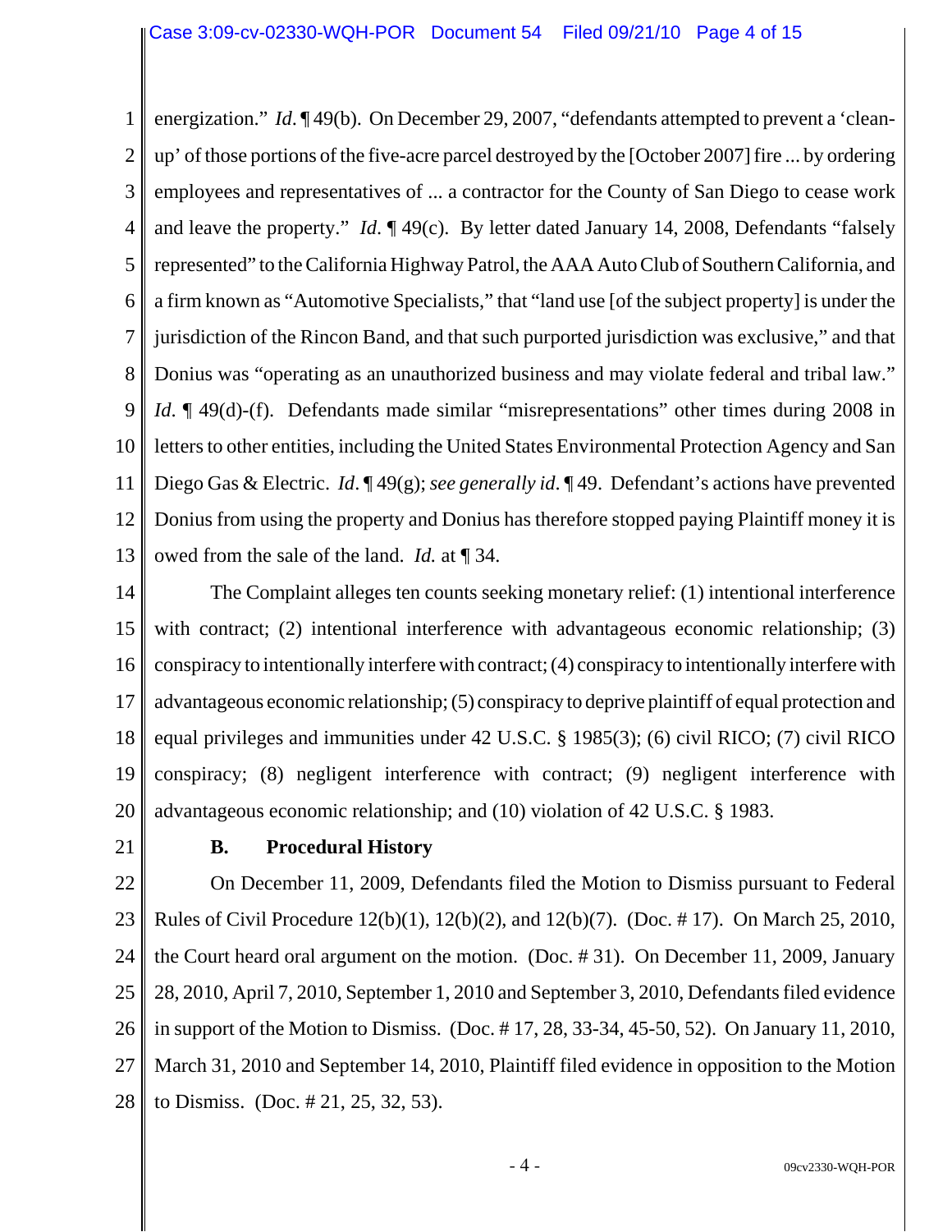energization." *Id.* ¶ 49(b). On December 29, 2007, "defendants attempted to prevent a 'clean-up' of those portions of the five-acre parcel destroyed by the [October 2007] fire ... by ordering employees and representatives of ... a contractor for the County of San Diego to cease work and leave the property." *Id.* ¶ 49(c). By letter dated January 14, 2008, Defendants "falsely represented" to the California Highway Patrol, the AAA Auto Club of Southern California, and a firm known as "Automotive Specialists," that "land use [of the subject property] is under the jurisdiction of the Rincon Band, and that such purported jurisdiction was exclusive," and that Donius was "operating as an unauthorized business and may violate federal and tribal law." *Id.* ¶ 49(d)-(f). Defendants made similar "misrepresentations" other times during 2008 in letters to other entities, including the United States Environmental Protection Agency and San Diego Gas & Electric. *Id.* ¶ 49(g); *see generally id.* ¶ 49. Defendant's actions have prevented Donius from using the property and Donius has therefore stopped paying Plaintiff money it is owed from the sale of the land. *Id.* at ¶ 34.

The Complaint alleges ten counts seeking monetary relief: (1) intentional interference with contract; (2) intentional interference with advantageous economic relationship; (3) conspiracy to intentionally interfere with contract; (4) conspiracy to intentionally interfere with advantageous economic relationship; (5) conspiracy to deprive plaintiff of equal protection and equal privileges and immunities under 42 U.S.C. § 1985(3); (6) civil RICO; (7) civil RICO conspiracy; (8) negligent interference with contract; (9) negligent interference with advantageous economic relationship; and (10) violation of 42 U.S.C. § 1983.

### B. Procedural History

On December 11, 2009, Defendants filed the Motion to Dismiss pursuant to Federal Rules of Civil Procedure 12(b)(1), 12(b)(2), and 12(b)(7). (Doc. # 17). On March 25, 2010, the Court heard oral argument on the motion. (Doc. # 31). On December 11, 2009, January 28, 2010, April 7, 2010, September 1, 2010 and September 3, 2010, Defendants filed evidence in support of the Motion to Dismiss. (Doc. # 17, 28, 33-34, 45-50, 52). On January 11, 2010, March 31, 2010 and September 14, 2010, Plaintiff filed evidence in opposition to the Motion to Dismiss. (Doc. # 21, 25, 32, 53).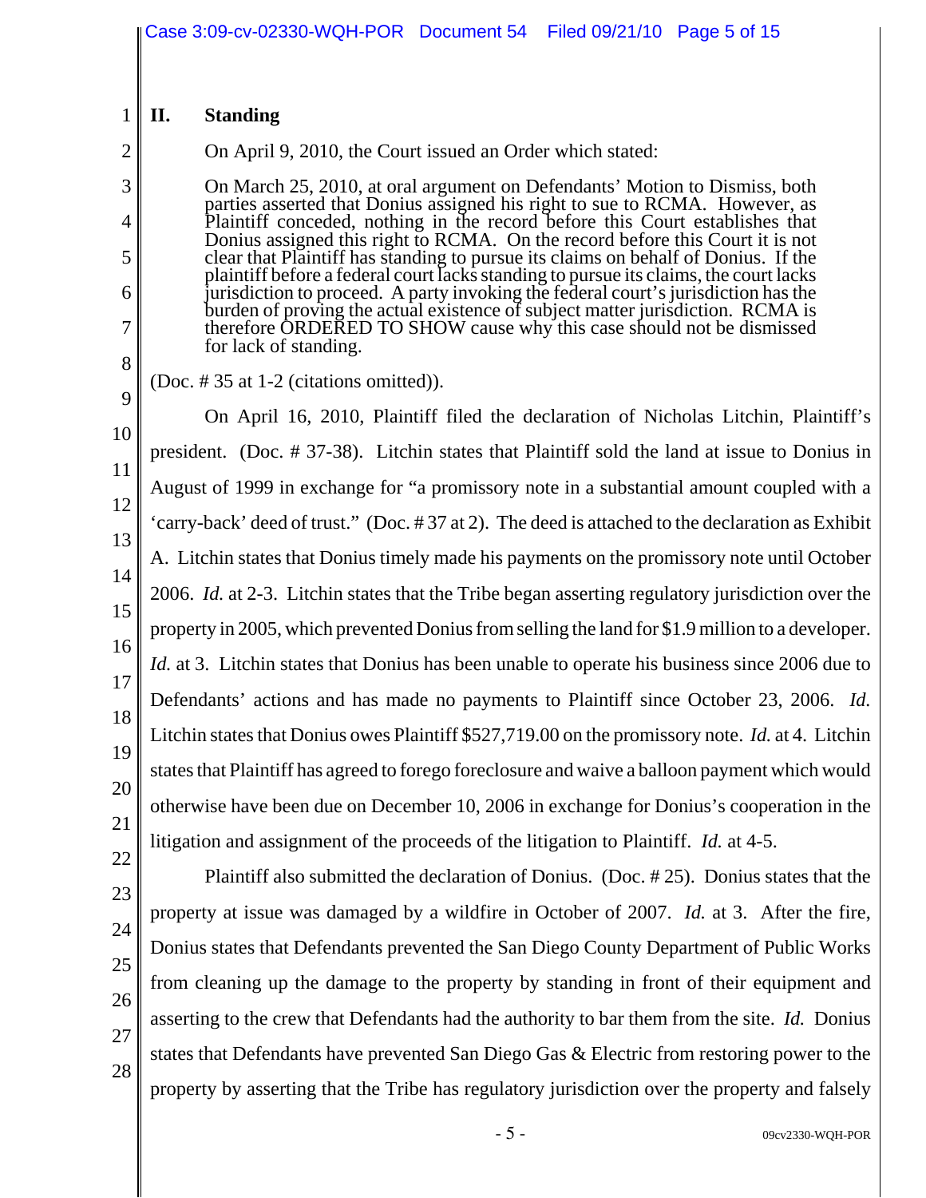## II. Standing

On April 9, 2010, the Court issued an Order which stated:

> On March 25, 2010, at oral argument on Defendants' Motion to Dismiss, both parties asserted that Donius assigned his right to sue to RCMA. However, as Plaintiff conceded, nothing in the record before this Court establishes that Donius assigned this right to RCMA. On the record before this Court it is not clear that Plaintiff has standing to pursue its claims on behalf of Donius. If the plaintiff before a federal court lacks standing to pursue its claims, the court lacks jurisdiction to proceed. A party invoking the federal court's jurisdiction has the burden of proving the actual existence of subject matter jurisdiction. RCMA is therefore ORDERED TO SHOW cause why this case should not be dismissed for lack of standing.

(Doc. # 35 at 1-2 (citations omitted)).

On April 16, 2010, Plaintiff filed the declaration of Nicholas Litchin, Plaintiff's president. (Doc. # 37-38). Litchin states that Plaintiff sold the land at issue to Donius in August of 1999 in exchange for "a promissory note in a substantial amount coupled with a 'carry-back' deed of trust." (Doc. # 37 at 2). The deed is attached to the declaration as Exhibit A. Litchin states that Donius timely made his payments on the promissory note until October 2006. *Id.* at 2-3. Litchin states that the Tribe began asserting regulatory jurisdiction over the property in 2005, which prevented Donius from selling the land for $1.9 million to a developer. *Id.* at 3. Litchin states that Donius has been unable to operate his business since 2006 due to Defendants' actions and has made no payments to Plaintiff since October 23, 2006. *Id.* Litchin states that Donius owes Plaintiff $527,719.00 on the promissory note. *Id.* at 4. Litchin states that Plaintiff has agreed to forego foreclosure and waive a balloon payment which would otherwise have been due on December 10, 2006 in exchange for Donius's cooperation in the litigation and assignment of the proceeds of the litigation to Plaintiff. *Id.* at 4-5.

Plaintiff also submitted the declaration of Donius. (Doc. # 25). Donius states that the property at issue was damaged by a wildfire in October of 2007. *Id.* at 3. After the fire, Donius states that Defendants prevented the San Diego County Department of Public Works from cleaning up the damage to the property by standing in front of their equipment and asserting to the crew that Defendants had the authority to bar them from the site. *Id.* Donius states that Defendants have prevented San Diego Gas & Electric from restoring power to the property by asserting that the Tribe has regulatory jurisdiction over the property and falsely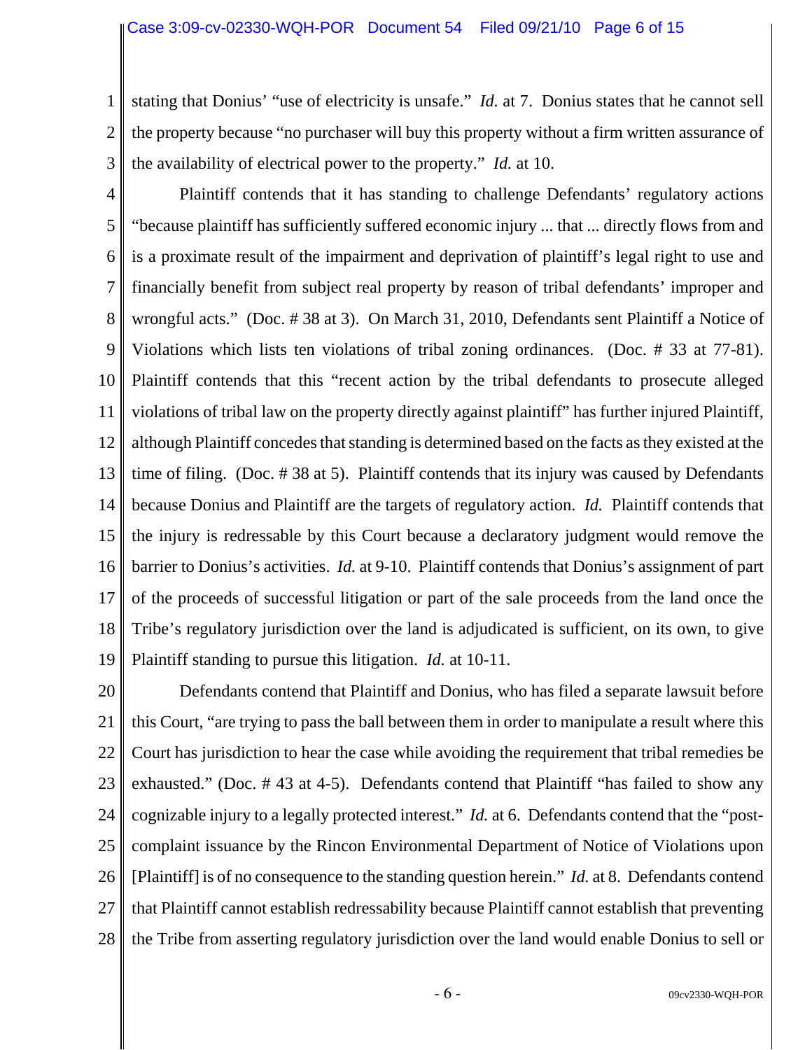stating that Donius' "use of electricity is unsafe." *Id.* at 7. Donius states that he cannot sell the property because "no purchaser will buy this property without a firm written assurance of the availability of electrical power to the property." *Id.* at 10.

Plaintiff contends that it has standing to challenge Defendants' regulatory actions "because plaintiff has sufficiently suffered economic injury ... that ... directly flows from and is a proximate result of the impairment and deprivation of plaintiff's legal right to use and financially benefit from subject real property by reason of tribal defendants' improper and wrongful acts." (Doc. # 38 at 3). On March 31, 2010, Defendants sent Plaintiff a Notice of Violations which lists ten violations of tribal zoning ordinances. (Doc. # 33 at 77-81). Plaintiff contends that this "recent action by the tribal defendants to prosecute alleged violations of tribal law on the property directly against plaintiff" has further injured Plaintiff, although Plaintiff concedes that standing is determined based on the facts as they existed at the time of filing. (Doc. # 38 at 5). Plaintiff contends that its injury was caused by Defendants because Donius and Plaintiff are the targets of regulatory action. *Id.* Plaintiff contends that the injury is redressable by this Court because a declaratory judgment would remove the barrier to Donius's activities. *Id.* at 9-10. Plaintiff contends that Donius's assignment of part of the proceeds of successful litigation or part of the sale proceeds from the land once the Tribe's regulatory jurisdiction over the land is adjudicated is sufficient, on its own, to give Plaintiff standing to pursue this litigation. *Id.* at 10-11.

Defendants contend that Plaintiff and Donius, who has filed a separate lawsuit before this Court, "are trying to pass the ball between them in order to manipulate a result where this Court has jurisdiction to hear the case while avoiding the requirement that tribal remedies be exhausted." (Doc. # 43 at 4-5). Defendants contend that Plaintiff "has failed to show any cognizable injury to a legally protected interest." *Id.* at 6. Defendants contend that the "post-complaint issuance by the Rincon Environmental Department of Notice of Violations upon [Plaintiff] is of no consequence to the standing question herein." *Id.* at 8. Defendants contend that Plaintiff cannot establish redressability because Plaintiff cannot establish that preventing the Tribe from asserting regulatory jurisdiction over the land would enable Donius to sell or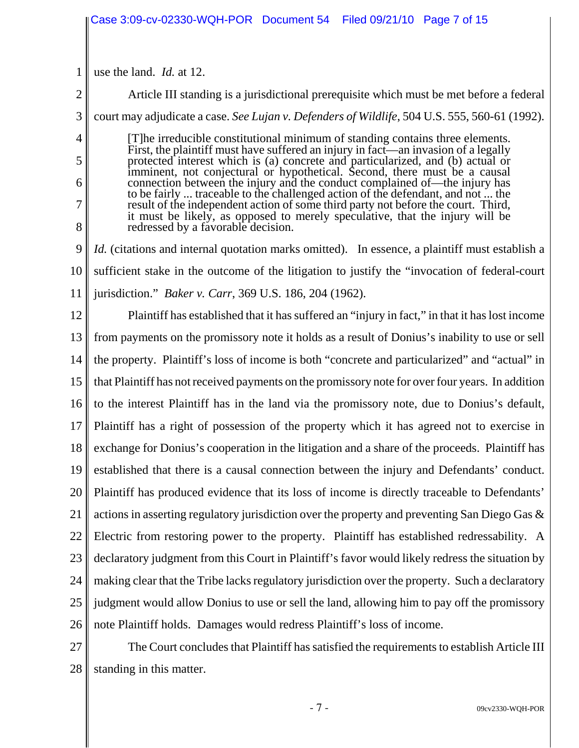use the land. *Id.* at 12.

Article III standing is a jurisdictional prerequisite which must be met before a federal court may adjudicate a case. *See Lujan v. Defenders of Wildlife*, 504 U.S. 555, 560-61 (1992).

> [T]he irreducible constitutional minimum of standing contains three elements. First, the plaintiff must have suffered an injury in fact—an invasion of a legally protected interest which is (a) concrete and particularized, and (b) actual or imminent, not conjectural or hypothetical. Second, there must be a causal connection between the injury and the conduct complained of—the injury has to be fairly ... traceable to the challenged action of the defendant, and not ... the result of the independent action of some third party not before the court. Third, it must be likely, as opposed to merely speculative, that the injury will be redressed by a favorable decision.

*Id.* (citations and internal quotation marks omitted). In essence, a plaintiff must establish a sufficient stake in the outcome of the litigation to justify the "invocation of federal-court jurisdiction." *Baker v. Carr*, 369 U.S. 186, 204 (1962).

Plaintiff has established that it has suffered an "injury in fact," in that it has lost income from payments on the promissory note it holds as a result of Donius's inability to use or sell the property. Plaintiff's loss of income is both "concrete and particularized" and "actual" in that Plaintiff has not received payments on the promissory note for over four years. In addition to the interest Plaintiff has in the land via the promissory note, due to Donius's default, Plaintiff has a right of possession of the property which it has agreed not to exercise in exchange for Donius's cooperation in the litigation and a share of the proceeds. Plaintiff has established that there is a causal connection between the injury and Defendants' conduct. Plaintiff has produced evidence that its loss of income is directly traceable to Defendants' actions in asserting regulatory jurisdiction over the property and preventing San Diego Gas & Electric from restoring power to the property. Plaintiff has established redressability. A declaratory judgment from this Court in Plaintiff's favor would likely redress the situation by making clear that the Tribe lacks regulatory jurisdiction over the property. Such a declaratory judgment would allow Donius to use or sell the land, allowing him to pay off the promissory note Plaintiff holds. Damages would redress Plaintiff's loss of income.

The Court concludes that Plaintiff has satisfied the requirements to establish Article III standing in this matter.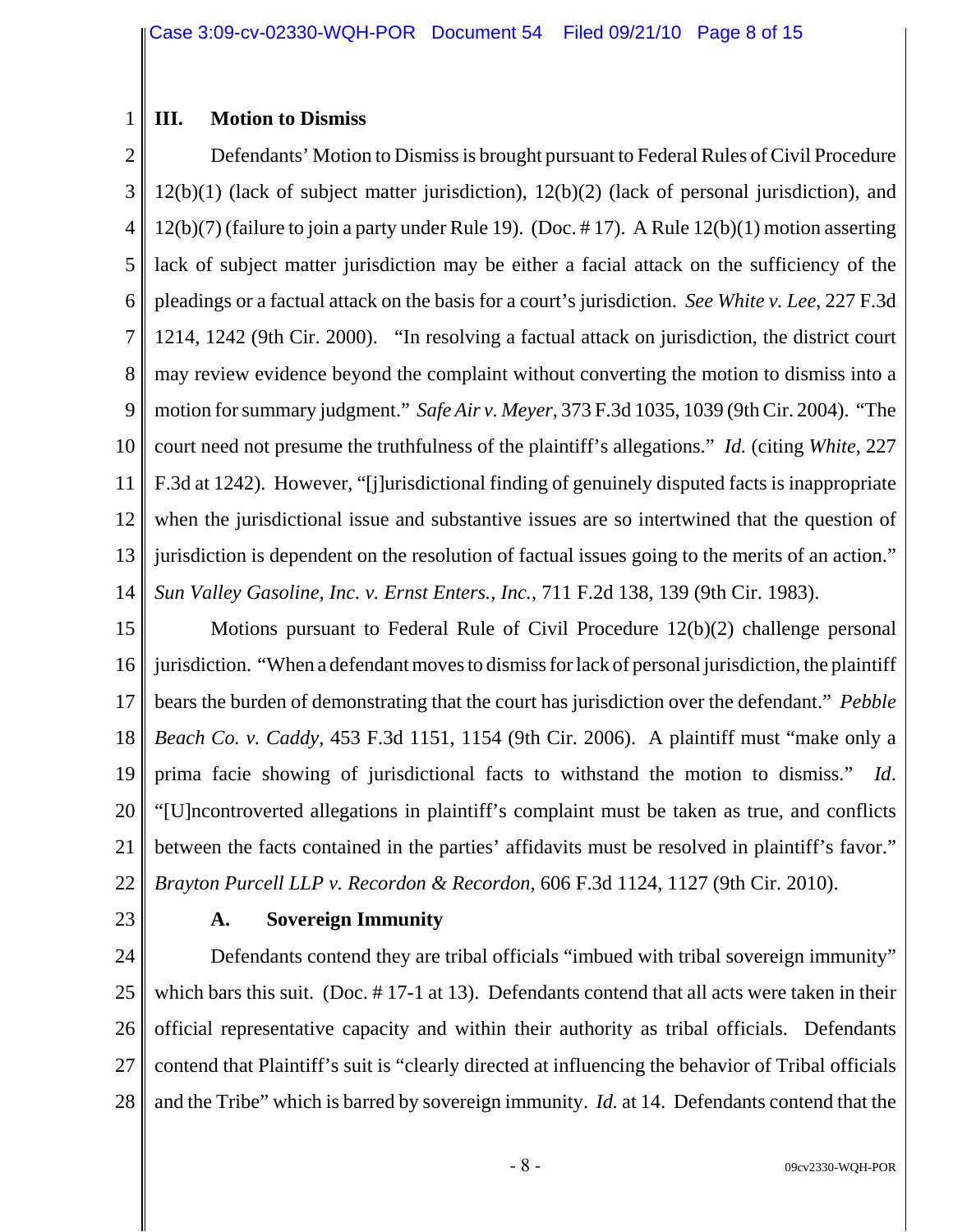## III. Motion to Dismiss

Defendants' Motion to Dismiss is brought pursuant to Federal Rules of Civil Procedure 12(b)(1) (lack of subject matter jurisdiction), 12(b)(2) (lack of personal jurisdiction), and 12(b)(7) (failure to join a party under Rule 19). (Doc. # 17). A Rule 12(b)(1) motion asserting lack of subject matter jurisdiction may be either a facial attack on the sufficiency of the pleadings or a factual attack on the basis for a court's jurisdiction. *See White v. Lee*, 227 F.3d 1214, 1242 (9th Cir. 2000). "In resolving a factual attack on jurisdiction, the district court may review evidence beyond the complaint without converting the motion to dismiss into a motion for summary judgment." *Safe Air v. Meyer*, 373 F.3d 1035, 1039 (9th Cir. 2004). "The court need not presume the truthfulness of the plaintiff's allegations." *Id.* (citing *White*, 227 F.3d at 1242). However, "[j]urisdictional finding of genuinely disputed facts is inappropriate when the jurisdictional issue and substantive issues are so intertwined that the question of jurisdiction is dependent on the resolution of factual issues going to the merits of an action." *Sun Valley Gasoline, Inc. v. Ernst Enters., Inc.*, 711 F.2d 138, 139 (9th Cir. 1983).

Motions pursuant to Federal Rule of Civil Procedure 12(b)(2) challenge personal jurisdiction. "When a defendant moves to dismiss for lack of personal jurisdiction, the plaintiff bears the burden of demonstrating that the court has jurisdiction over the defendant." *Pebble Beach Co. v. Caddy*, 453 F.3d 1151, 1154 (9th Cir. 2006). A plaintiff must "make only a prima facie showing of jurisdictional facts to withstand the motion to dismiss." *Id*. "[U]ncontroverted allegations in plaintiff's complaint must be taken as true, and conflicts between the facts contained in the parties' affidavits must be resolved in plaintiff's favor." *Brayton Purcell LLP v. Recordon & Recordon*, 606 F.3d 1124, 1127 (9th Cir. 2010).

### A. Sovereign Immunity

Defendants contend they are tribal officials "imbued with tribal sovereign immunity" which bars this suit. (Doc. # 17-1 at 13). Defendants contend that all acts were taken in their official representative capacity and within their authority as tribal officials. Defendants contend that Plaintiff's suit is "clearly directed at influencing the behavior of Tribal officials and the Tribe" which is barred by sovereign immunity. *Id.* at 14. Defendants contend that the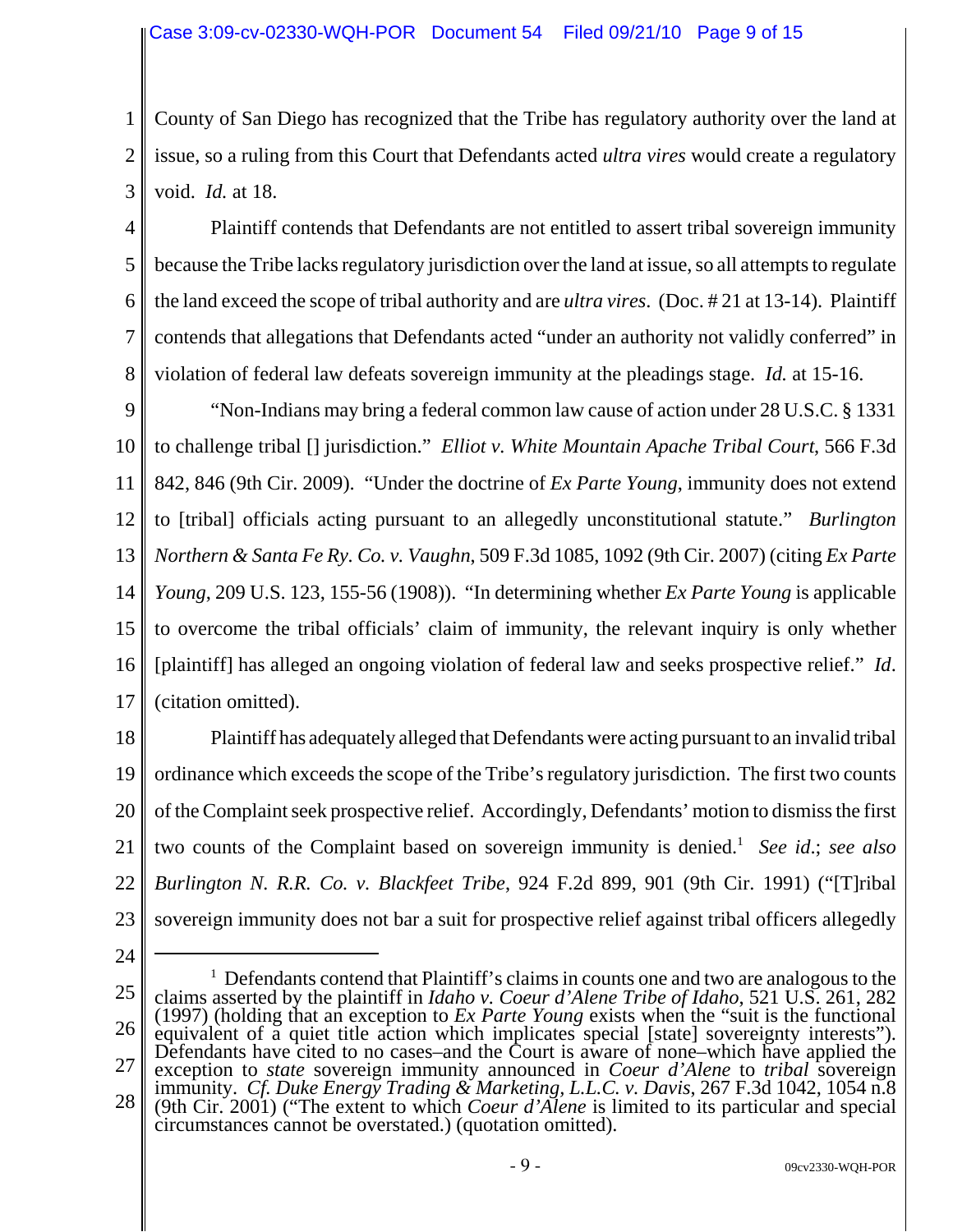County of San Diego has recognized that the Tribe has regulatory authority over the land at issue, so a ruling from this Court that Defendants acted *ultra vires* would create a regulatory void. *Id.* at 18.

Plaintiff contends that Defendants are not entitled to assert tribal sovereign immunity because the Tribe lacks regulatory jurisdiction over the land at issue, so all attempts to regulate the land exceed the scope of tribal authority and are *ultra vires*. (Doc. # 21 at 13-14). Plaintiff contends that allegations that Defendants acted "under an authority not validly conferred" in violation of federal law defeats sovereign immunity at the pleadings stage. *Id.* at 15-16.

"Non-Indians may bring a federal common law cause of action under 28 U.S.C. § 1331 to challenge tribal [] jurisdiction." *Elliot v. White Mountain Apache Tribal Court*, 566 F.3d 842, 846 (9th Cir. 2009). "Under the doctrine of *Ex Parte Young*, immunity does not extend to [tribal] officials acting pursuant to an allegedly unconstitutional statute." *Burlington Northern & Santa Fe Ry. Co. v. Vaughn*, 509 F.3d 1085, 1092 (9th Cir. 2007) (citing *Ex Parte Young*, 209 U.S. 123, 155-56 (1908)). "In determining whether *Ex Parte Young* is applicable to overcome the tribal officials' claim of immunity, the relevant inquiry is only whether [plaintiff] has alleged an ongoing violation of federal law and seeks prospective relief." *Id*. (citation omitted).

Plaintiff has adequately alleged that Defendants were acting pursuant to an invalid tribal ordinance which exceeds the scope of the Tribe's regulatory jurisdiction. The first two counts of the Complaint seek prospective relief. Accordingly, Defendants' motion to dismiss the first two counts of the Complaint based on sovereign immunity is denied.[1] *See id*.; *see also Burlington N. R.R. Co. v. Blackfeet Tribe*, 924 F.2d 899, 901 (9th Cir. 1991) ("[T]ribal sovereign immunity does not bar a suit for prospective relief against tribal officers allegedly

---

[1] Defendants contend that Plaintiff's claims in counts one and two are analogous to the claims asserted by the plaintiff in *Idaho v. Coeur d'Alene Tribe of Idaho*, 521 U.S. 261, 282 (1997) (holding that an exception to *Ex Parte Young* exists when the "suit is the functional equivalent of a quiet title action which implicates special [state] sovereignty interests"). Defendants have cited to no cases–and the Court is aware of none–which have applied the exception to *state* sovereign immunity announced in *Coeur d'Alene* to *tribal* sovereign immunity. *Cf. Duke Energy Trading & Marketing, L.L.C. v. Davis*, 267 F.3d 1042, 1054 n.8 (9th Cir. 2001) ("The extent to which *Coeur d'Alene* is limited to its particular and special circumstances cannot be overstated.) (quotation omitted).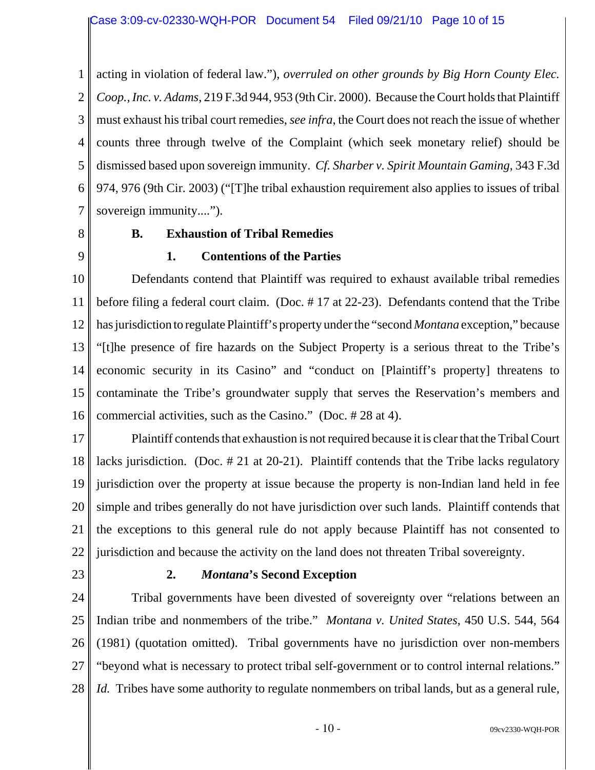acting in violation of federal law."), *overruled on other grounds by Big Horn County Elec. Coop., Inc. v. Adams*, 219 F.3d 944, 953 (9th Cir. 2000). Because the Court holds that Plaintiff must exhaust his tribal court remedies, *see infra*, the Court does not reach the issue of whether counts three through twelve of the Complaint (which seek monetary relief) should be dismissed based upon sovereign immunity. *Cf. Sharber v. Spirit Mountain Gaming*, 343 F.3d 974, 976 (9th Cir. 2003) ("[T]he tribal exhaustion requirement also applies to issues of tribal sovereign immunity....").

### B. Exhaustion of Tribal Remedies

#### 1. Contentions of the Parties

Defendants contend that Plaintiff was required to exhaust available tribal remedies before filing a federal court claim. (Doc. # 17 at 22-23). Defendants contend that the Tribe has jurisdiction to regulate Plaintiff's property under the "second *Montana* exception," because "[t]he presence of fire hazards on the Subject Property is a serious threat to the Tribe's economic security in its Casino" and "conduct on [Plaintiff's property] threatens to contaminate the Tribe's groundwater supply that serves the Reservation's members and commercial activities, such as the Casino." (Doc. # 28 at 4).

Plaintiff contends that exhaustion is not required because it is clear that the Tribal Court lacks jurisdiction. (Doc. # 21 at 20-21). Plaintiff contends that the Tribe lacks regulatory jurisdiction over the property at issue because the property is non-Indian land held in fee simple and tribes generally do not have jurisdiction over such lands. Plaintiff contends that the exceptions to this general rule do not apply because Plaintiff has not consented to jurisdiction and because the activity on the land does not threaten Tribal sovereignty.

#### 2. *Montana*'s Second Exception

Tribal governments have been divested of sovereignty over "relations between an Indian tribe and nonmembers of the tribe." *Montana v. United States*, 450 U.S. 544, 564 (1981) (quotation omitted). Tribal governments have no jurisdiction over non-members "beyond what is necessary to protect tribal self-government or to control internal relations." *Id.* Tribes have some authority to regulate nonmembers on tribal lands, but as a general rule,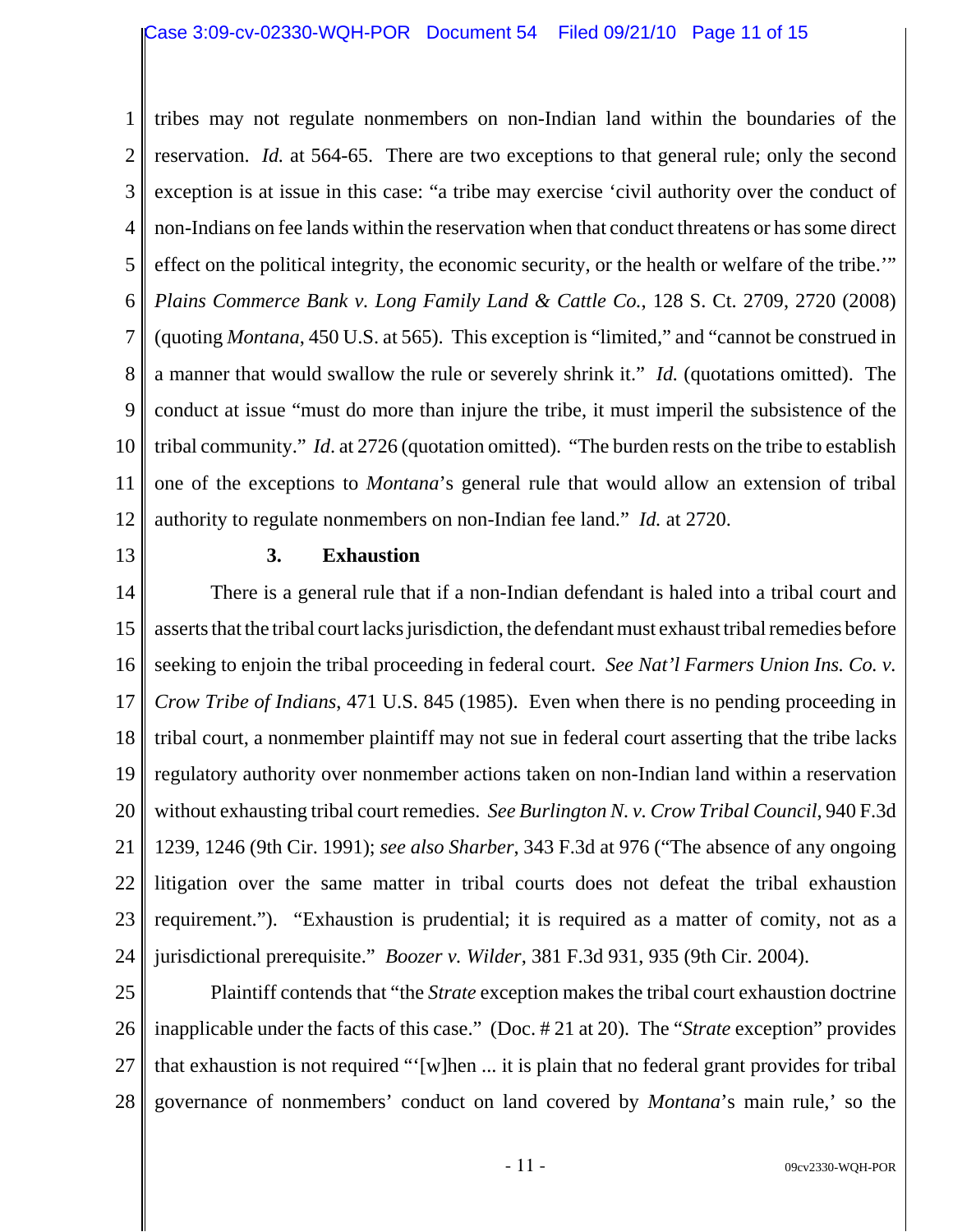tribes may not regulate nonmembers on non-Indian land within the boundaries of the reservation. *Id.* at 564-65. There are two exceptions to that general rule; only the second exception is at issue in this case: "a tribe may exercise 'civil authority over the conduct of non-Indians on fee lands within the reservation when that conduct threatens or has some direct effect on the political integrity, the economic security, or the health or welfare of the tribe.'" *Plains Commerce Bank v. Long Family Land & Cattle Co.*, 128 S. Ct. 2709, 2720 (2008) (quoting *Montana*, 450 U.S. at 565). This exception is "limited," and "cannot be construed in a manner that would swallow the rule or severely shrink it." *Id.* (quotations omitted). The conduct at issue "must do more than injure the tribe, it must imperil the subsistence of the tribal community." *Id*. at 2726 (quotation omitted). "The burden rests on the tribe to establish one of the exceptions to *Montana*'s general rule that would allow an extension of tribal authority to regulate nonmembers on non-Indian fee land." *Id.* at 2720.

### 3. Exhaustion

There is a general rule that if a non-Indian defendant is haled into a tribal court and asserts that the tribal court lacks jurisdiction, the defendant must exhaust tribal remedies before seeking to enjoin the tribal proceeding in federal court. *See Nat'l Farmers Union Ins. Co. v. Crow Tribe of Indians*, 471 U.S. 845 (1985). Even when there is no pending proceeding in tribal court, a nonmember plaintiff may not sue in federal court asserting that the tribe lacks regulatory authority over nonmember actions taken on non-Indian land within a reservation without exhausting tribal court remedies. *See Burlington N. v. Crow Tribal Council*, 940 F.3d 1239, 1246 (9th Cir. 1991); *see also Sharber*, 343 F.3d at 976 ("The absence of any ongoing litigation over the same matter in tribal courts does not defeat the tribal exhaustion requirement."). "Exhaustion is prudential; it is required as a matter of comity, not as a jurisdictional prerequisite." *Boozer v. Wilder*, 381 F.3d 931, 935 (9th Cir. 2004).

Plaintiff contends that "the *Strate* exception makes the tribal court exhaustion doctrine inapplicable under the facts of this case." (Doc. # 21 at 20). The "*Strate* exception" provides that exhaustion is not required "'[w]hen ... it is plain that no federal grant provides for tribal governance of nonmembers' conduct on land covered by *Montana*'s main rule,' so the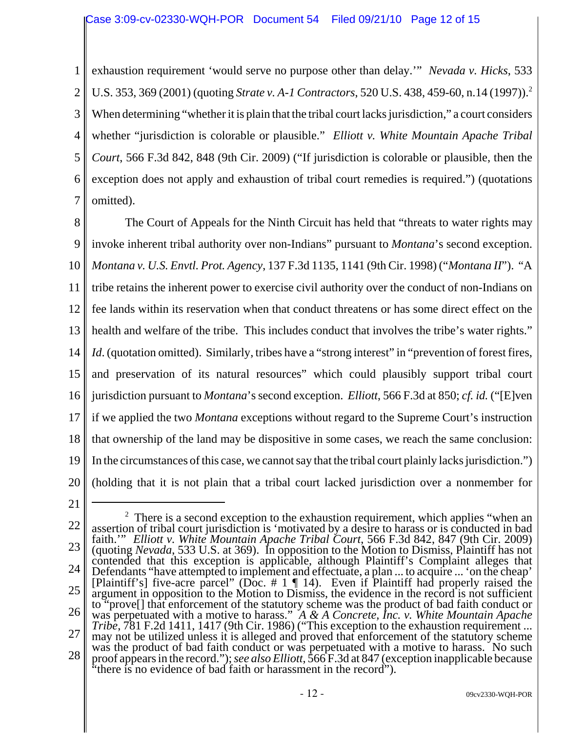exhaustion requirement 'would serve no purpose other than delay.'" *Nevada v. Hicks*, 533 U.S. 353, 369 (2001) (quoting *Strate v. A-1 Contractors*, 520 U.S. 438, 459-60, n.14 (1997)).[2] When determining "whether it is plain that the tribal court lacks jurisdiction," a court considers whether "jurisdiction is colorable or plausible." *Elliott v. White Mountain Apache Tribal Court*, 566 F.3d 842, 848 (9th Cir. 2009) ("If jurisdiction is colorable or plausible, then the exception does not apply and exhaustion of tribal court remedies is required.") (quotations omitted).

The Court of Appeals for the Ninth Circuit has held that "threats to water rights may invoke inherent tribal authority over non-Indians" pursuant to *Montana*'s second exception. *Montana v. U.S. Envtl. Prot. Agency*, 137 F.3d 1135, 1141 (9th Cir. 1998) ("*Montana II*"). "A tribe retains the inherent power to exercise civil authority over the conduct of non-Indians on fee lands within its reservation when that conduct threatens or has some direct effect on the health and welfare of the tribe. This includes conduct that involves the tribe's water rights." *Id.* (quotation omitted). Similarly, tribes have a "strong interest" in "prevention of forest fires, and preservation of its natural resources" which could plausibly support tribal court jurisdiction pursuant to *Montana*'s second exception. *Elliott*, 566 F.3d at 850; *cf. id.* ("[E]ven if we applied the two *Montana* exceptions without regard to the Supreme Court's instruction that ownership of the land may be dispositive in some cases, we reach the same conclusion: In the circumstances of this case, we cannot say that the tribal court plainly lacks jurisdiction.") (holding that it is not plain that a tribal court lacked jurisdiction over a nonmember for

---

[2] There is a second exception to the exhaustion requirement, which applies "when an assertion of tribal court jurisdiction is 'motivated by a desire to harass or is conducted in bad faith.'" *Elliott v. White Mountain Apache Tribal Court*, 566 F.3d 842, 847 (9th Cir. 2009) (quoting *Nevada*, 533 U.S. at 369). In opposition to the Motion to Dismiss, Plaintiff has not contended that this exception is applicable, although Plaintiff's Complaint alleges that Defendants "have attempted to implement and effectuate, a plan ... to acquire ... 'on the cheap' [Plaintiff's] five-acre parcel" (Doc. # 1 ¶ 14). Even if Plaintiff had properly raised the argument in opposition to the Motion to Dismiss, the evidence in the record is not sufficient to "prove[] that enforcement of the statutory scheme was the product of bad faith conduct or was perpetuated with a motive to harass." *A & A Concrete, Inc. v. White Mountain Apache Tribe*, 781 F.2d 1411, 1417 (9th Cir. 1986) ("This exception to the exhaustion requirement ... may not be utilized unless it is alleged and proved that enforcement of the statutory scheme was the product of bad faith conduct or was perpetuated with a motive to harass. No such proof appears in the record."); *see also Elliott*, 566 F.3d at 847 (exception inapplicable because "there is no evidence of bad faith or harassment in the record").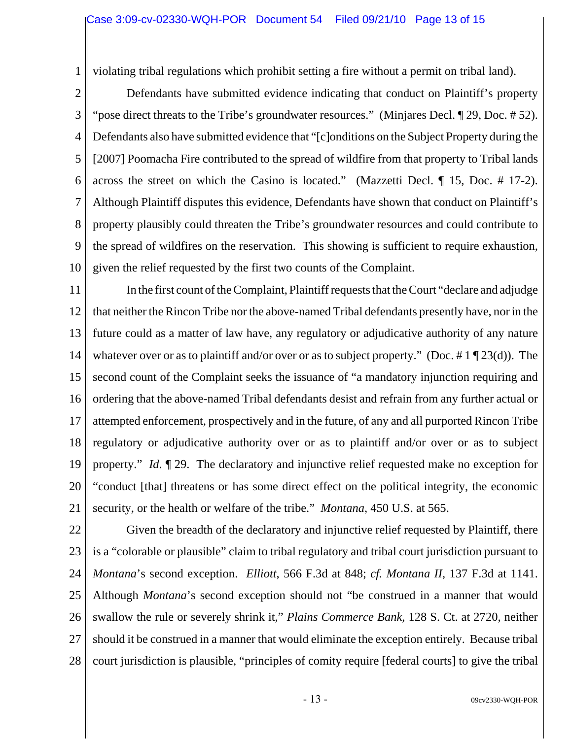violating tribal regulations which prohibit setting a fire without a permit on tribal land).

Defendants have submitted evidence indicating that conduct on Plaintiff's property "pose direct threats to the Tribe's groundwater resources." (Minjares Decl. ¶ 29, Doc. # 52). Defendants also have submitted evidence that "[c]onditions on the Subject Property during the [2007] Poomacha Fire contributed to the spread of wildfire from that property to Tribal lands across the street on which the Casino is located." (Mazzetti Decl. ¶ 15, Doc. # 17-2). Although Plaintiff disputes this evidence, Defendants have shown that conduct on Plaintiff's property plausibly could threaten the Tribe's groundwater resources and could contribute to the spread of wildfires on the reservation. This showing is sufficient to require exhaustion, given the relief requested by the first two counts of the Complaint.

In the first count of the Complaint, Plaintiff requests that the Court "declare and adjudge that neither the Rincon Tribe nor the above-named Tribal defendants presently have, nor in the future could as a matter of law have, any regulatory or adjudicative authority of any nature whatever over or as to plaintiff and/or over or as to subject property." (Doc. # 1 ¶ 23(d)). The second count of the Complaint seeks the issuance of "a mandatory injunction requiring and ordering that the above-named Tribal defendants desist and refrain from any further actual or attempted enforcement, prospectively and in the future, of any and all purported Rincon Tribe regulatory or adjudicative authority over or as to plaintiff and/or over or as to subject property." *Id.* ¶ 29. The declaratory and injunctive relief requested make no exception for "conduct [that] threatens or has some direct effect on the political integrity, the economic security, or the health or welfare of the tribe." *Montana*, 450 U.S. at 565.

Given the breadth of the declaratory and injunctive relief requested by Plaintiff, there is a "colorable or plausible" claim to tribal regulatory and tribal court jurisdiction pursuant to *Montana*'s second exception. *Elliott*, 566 F.3d at 848; *cf. Montana II*, 137 F.3d at 1141. Although *Montana*'s second exception should not "be construed in a manner that would swallow the rule or severely shrink it," *Plains Commerce Bank*, 128 S. Ct. at 2720, neither should it be construed in a manner that would eliminate the exception entirely. Because tribal court jurisdiction is plausible, "principles of comity require [federal courts] to give the tribal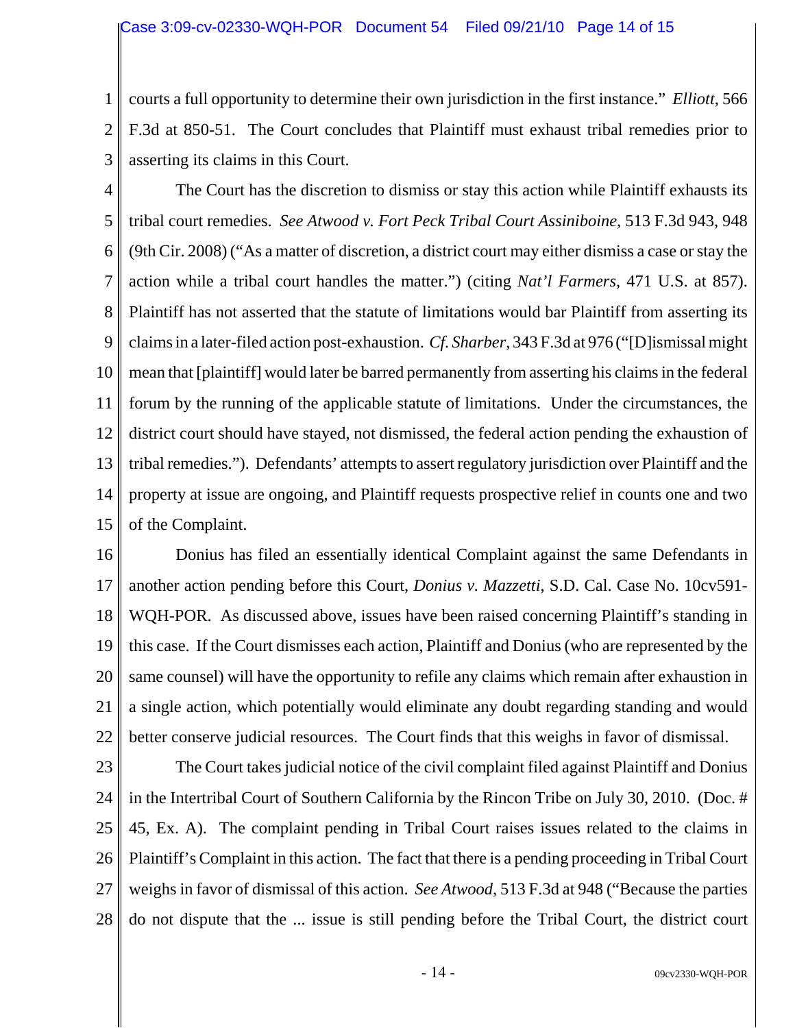courts a full opportunity to determine their own jurisdiction in the first instance." *Elliott*, 566 F.3d at 850-51. The Court concludes that Plaintiff must exhaust tribal remedies prior to asserting its claims in this Court.

The Court has the discretion to dismiss or stay this action while Plaintiff exhausts its tribal court remedies. *See Atwood v. Fort Peck Tribal Court Assiniboine*, 513 F.3d 943, 948 (9th Cir. 2008) ("As a matter of discretion, a district court may either dismiss a case or stay the action while a tribal court handles the matter.") (citing *Nat'l Farmers*, 471 U.S. at 857). Plaintiff has not asserted that the statute of limitations would bar Plaintiff from asserting its claims in a later-filed action post-exhaustion. *Cf. Sharber*, 343 F.3d at 976 ("[D]ismissal might mean that [plaintiff] would later be barred permanently from asserting his claims in the federal forum by the running of the applicable statute of limitations. Under the circumstances, the district court should have stayed, not dismissed, the federal action pending the exhaustion of tribal remedies."). Defendants' attempts to assert regulatory jurisdiction over Plaintiff and the property at issue are ongoing, and Plaintiff requests prospective relief in counts one and two of the Complaint.

Donius has filed an essentially identical Complaint against the same Defendants in another action pending before this Court, *Donius v. Mazzetti*, S.D. Cal. Case No. 10cv591-WQH-POR. As discussed above, issues have been raised concerning Plaintiff's standing in this case. If the Court dismisses each action, Plaintiff and Donius (who are represented by the same counsel) will have the opportunity to refile any claims which remain after exhaustion in a single action, which potentially would eliminate any doubt regarding standing and would better conserve judicial resources. The Court finds that this weighs in favor of dismissal.

The Court takes judicial notice of the civil complaint filed against Plaintiff and Donius in the Intertribal Court of Southern California by the Rincon Tribe on July 30, 2010. (Doc. # 45, Ex. A). The complaint pending in Tribal Court raises issues related to the claims in Plaintiff's Complaint in this action. The fact that there is a pending proceeding in Tribal Court weighs in favor of dismissal of this action. *See Atwood*, 513 F.3d at 948 ("Because the parties do not dispute that the ... issue is still pending before the Tribal Court, the district court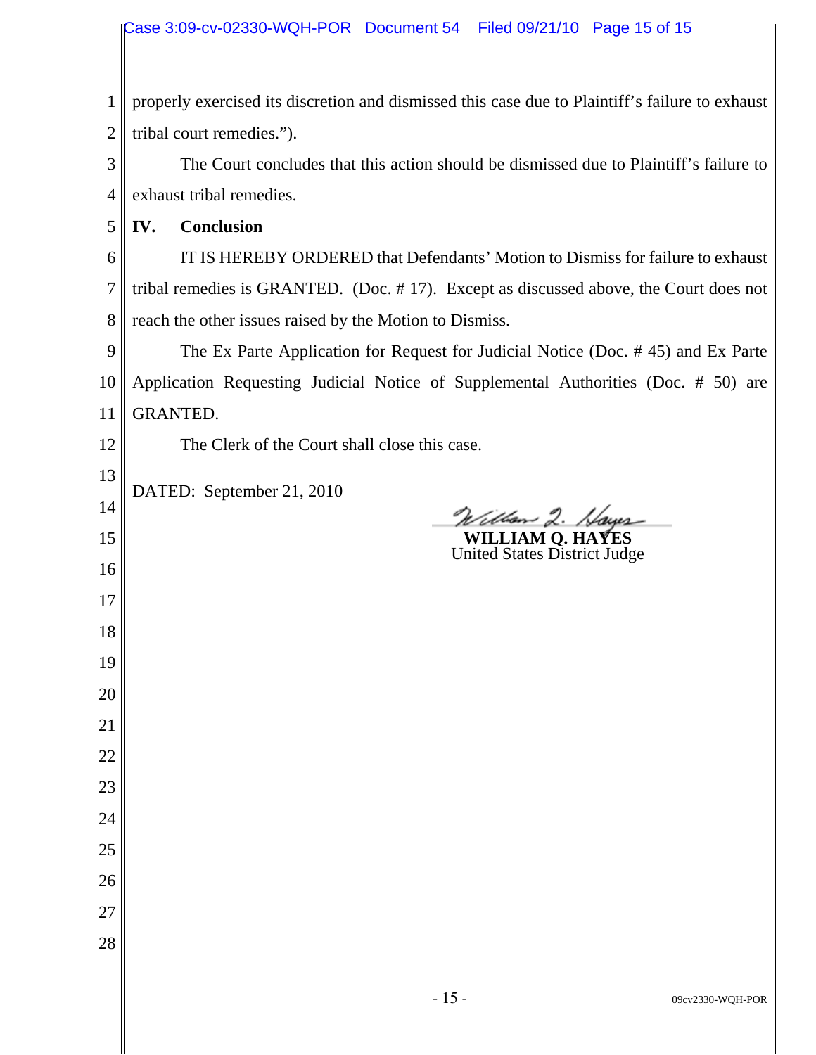properly exercised its discretion and dismissed this case due to Plaintiff's failure to exhaust tribal court remedies.").

The Court concludes that this action should be dismissed due to Plaintiff's failure to exhaust tribal remedies.

## IV. Conclusion

IT IS HEREBY ORDERED that Defendants' Motion to Dismiss for failure to exhaust tribal remedies is GRANTED. (Doc. # 17). Except as discussed above, the Court does not reach the other issues raised by the Motion to Dismiss.

The Ex Parte Application for Request for Judicial Notice (Doc. # 45) and Ex Parte Application Requesting Judicial Notice of Supplemental Authorities (Doc. # 50) are GRANTED.

The Clerk of the Court shall close this case.

DATED: September 21, 2010

**WILLIAM Q. HAYES**
United States District Judge